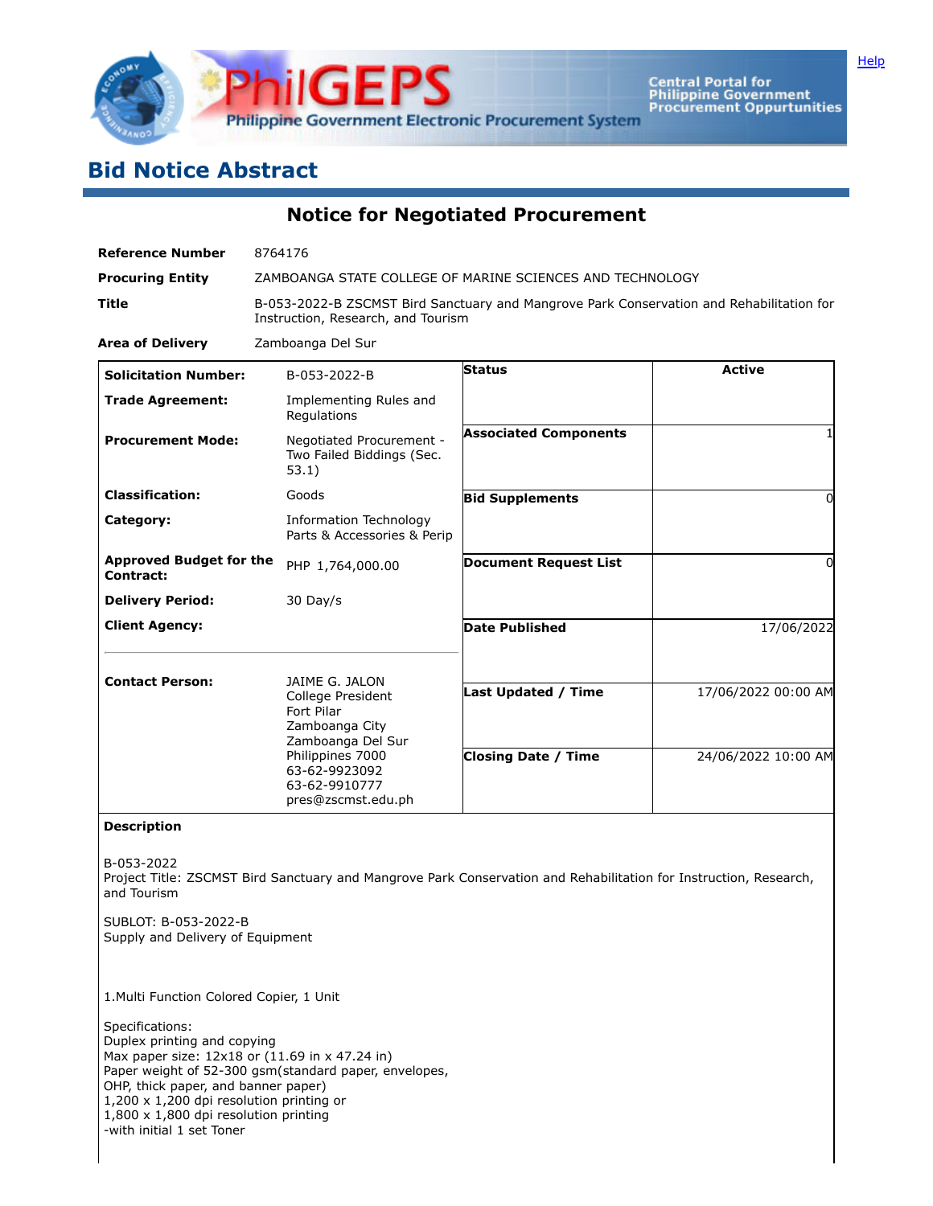# Bid Notice Abstract

## Notice for Negotiated Procurement

| | |
|---|---|
| **Reference Number** | 8764176 |
| **Procuring Entity** | ZAMBOANGA STATE COLLEGE OF MARINE SCIENCES AND TECHNOLOGY |
| **Title** | B-053-2022-B ZSCMST Bird Sanctuary and Mangrove Park Conservation and Rehabilitation for Instruction, Research, and Tourism |
| **Area of Delivery** | Zamboanga Del Sur |

| | | | |
|---|---|---|---|
| **Solicitation Number:** | B-053-2022-B | **Status** | Active |
| **Trade Agreement:** | Implementing Rules and Regulations | | |
| **Procurement Mode:** | Negotiated Procurement - Two Failed Biddings (Sec. 53.1) | **Associated Components** | 1 |
| **Classification:** | Goods | **Bid Supplements** | 0 |
| **Category:** | Information Technology Parts & Accessories & Perip | | |
| **Approved Budget for the Contract:** | PHP 1,764,000.00 | **Document Request List** | 0 |
| **Delivery Period:** | 30 Day/s | | |
| **Client Agency:** | | **Date Published** | 17/06/2022 |
| **Contact Person:** | JAIME G. JALON<br>College President<br>Fort Pilar<br>Zamboanga City<br>Zamboanga Del Sur<br>Philippines 7000<br>63-62-9923092<br>63-62-9910777<br>pres@zscmst.edu.ph | **Last Updated / Time** | 17/06/2022 00:00 AM |
| | | **Closing Date / Time** | 24/06/2022 10:00 AM |

**Description**

B-053-2022
Project Title: ZSCMST Bird Sanctuary and Mangrove Park Conservation and Rehabilitation for Instruction, Research, and Tourism

SUBLOT: B-053-2022-B
Supply and Delivery of Equipment

1.Multi Function Colored Copier, 1 Unit

Specifications:
Duplex printing and copying
Max paper size: 12x18 or (11.69 in x 47.24 in)
Paper weight of 52-300 gsm(standard paper, envelopes, OHP, thick paper, and banner paper)
1,200 x 1,200 dpi resolution printing or
1,800 x 1,800 dpi resolution printing
-with initial 1 set Toner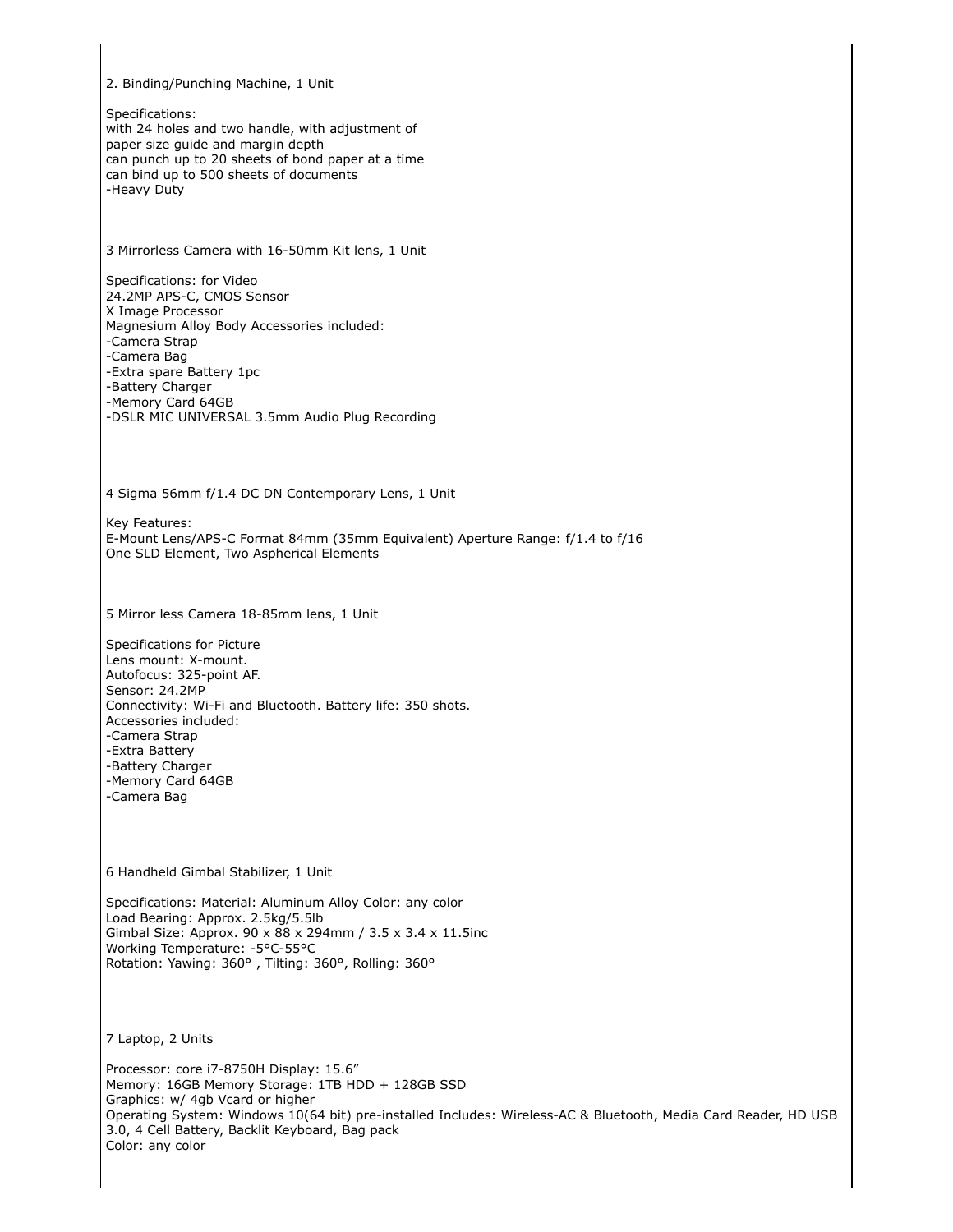2. Binding/Punching Machine, 1 Unit

Specifications:
with 24 holes and two handle, with adjustment of
paper size guide and margin depth
can punch up to 20 sheets of bond paper at a time
can bind up to 500 sheets of documents
-Heavy Duty

3 Mirrorless Camera with 16-50mm Kit lens, 1 Unit

Specifications: for Video
24.2MP APS-C, CMOS Sensor
X Image Processor
Magnesium Alloy Body Accessories included:
-Camera Strap
-Camera Bag
-Extra spare Battery 1pc
-Battery Charger
-Memory Card 64GB
-DSLR MIC UNIVERSAL 3.5mm Audio Plug Recording

4 Sigma 56mm f/1.4 DC DN Contemporary Lens, 1 Unit

Key Features:
E-Mount Lens/APS-C Format 84mm (35mm Equivalent) Aperture Range: f/1.4 to f/16
One SLD Element, Two Aspherical Elements

5 Mirror less Camera 18-85mm lens, 1 Unit

Specifications for Picture
Lens mount: X-mount.
Autofocus: 325-point AF.
Sensor: 24.2MP
Connectivity: Wi-Fi and Bluetooth. Battery life: 350 shots.
Accessories included:
-Camera Strap
-Extra Battery
-Battery Charger
-Memory Card 64GB
-Camera Bag

6 Handheld Gimbal Stabilizer, 1 Unit

Specifications: Material: Aluminum Alloy Color: any color
Load Bearing: Approx. 2.5kg/5.5lb
Gimbal Size: Approx. 90 x 88 x 294mm / 3.5 x 3.4 x 11.5inc
Working Temperature: -5°C-55°C
Rotation: Yawing: 360° , Tilting: 360°, Rolling: 360°

7 Laptop, 2 Units

Processor: core i7-8750H Display: 15.6"
Memory: 16GB Memory Storage: 1TB HDD + 128GB SSD
Graphics: w/ 4gb Vcard or higher
Operating System: Windows 10(64 bit) pre-installed Includes: Wireless-AC & Bluetooth, Media Card Reader, HD USB 3.0, 4 Cell Battery, Backlit Keyboard, Bag pack
Color: any color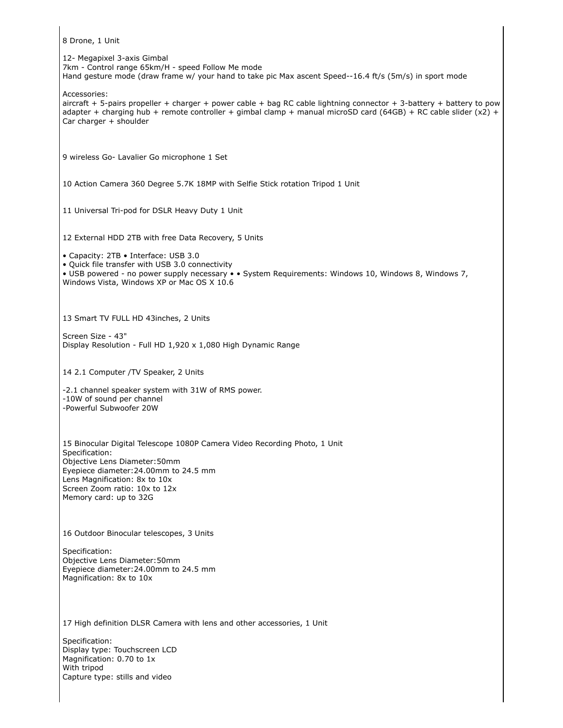8 Drone, 1 Unit

12- Megapixel 3-axis Gimbal
7km - Control range 65km/H - speed Follow Me mode
Hand gesture mode (draw frame w/ your hand to take pic Max ascent Speed--16.4 ft/s (5m/s) in sport mode

Accessories:
aircraft + 5-pairs propeller + charger + power cable + bag RC cable lightning connector + 3-battery + battery to pow adapter + charging hub + remote controller + gimbal clamp + manual microSD card (64GB) + RC cable slider (x2) + Car charger + shoulder

9 wireless Go- Lavalier Go microphone 1 Set

10 Action Camera 360 Degree 5.7K 18MP with Selfie Stick rotation Tripod 1 Unit

11 Universal Tri-pod for DSLR Heavy Duty 1 Unit

12 External HDD 2TB with free Data Recovery, 5 Units

• Capacity: 2TB • Interface: USB 3.0
• Quick file transfer with USB 3.0 connectivity
• USB powered - no power supply necessary • • System Requirements: Windows 10, Windows 8, Windows 7, Windows Vista, Windows XP or Mac OS X 10.6

13 Smart TV FULL HD 43inches, 2 Units

Screen Size - 43"
Display Resolution - Full HD 1,920 x 1,080 High Dynamic Range

14 2.1 Computer /TV Speaker, 2 Units

-2.1 channel speaker system with 31W of RMS power.
-10W of sound per channel
-Powerful Subwoofer 20W

15 Binocular Digital Telescope 1080P Camera Video Recording Photo, 1 Unit
Specification:
Objective Lens Diameter:50mm
Eyepiece diameter:24.00mm to 24.5 mm
Lens Magnification: 8x to 10x
Screen Zoom ratio: 10x to 12x
Memory card: up to 32G

16 Outdoor Binocular telescopes, 3 Units

Specification:
Objective Lens Diameter:50mm
Eyepiece diameter:24.00mm to 24.5 mm
Magnification: 8x to 10x

17 High definition DLSR Camera with lens and other accessories, 1 Unit

Specification:
Display type: Touchscreen LCD
Magnification: 0.70 to 1x
With tripod
Capture type: stills and video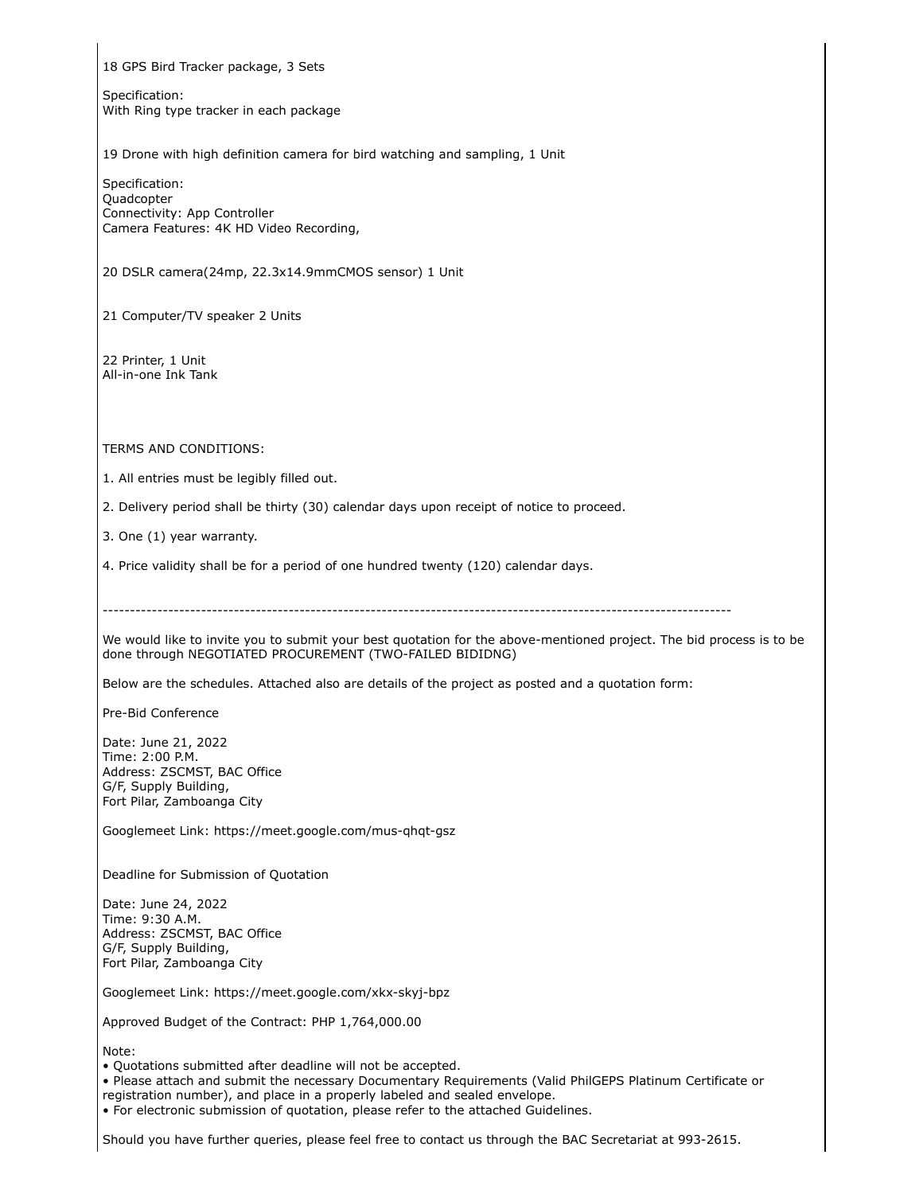18 GPS Bird Tracker package, 3 Sets

Specification:
With Ring type tracker in each package

19 Drone with high definition camera for bird watching and sampling, 1 Unit

Specification:
Quadcopter
Connectivity: App Controller
Camera Features: 4K HD Video Recording,

20 DSLR camera(24mp, 22.3x14.9mmCMOS sensor) 1 Unit

21 Computer/TV speaker 2 Units

22 Printer, 1 Unit
All-in-one Ink Tank

TERMS AND CONDITIONS:

1. All entries must be legibly filled out.

2. Delivery period shall be thirty (30) calendar days upon receipt of notice to proceed.

3. One (1) year warranty.

4. Price validity shall be for a period of one hundred twenty (120) calendar days.

---

We would like to invite you to submit your best quotation for the above-mentioned project. The bid process is to be done through NEGOTIATED PROCUREMENT (TWO-FAILED BIDIDNG)

Below are the schedules. Attached also are details of the project as posted and a quotation form:

Pre-Bid Conference

Date: June 21, 2022
Time: 2:00 P.M.
Address: ZSCMST, BAC Office
G/F, Supply Building,
Fort Pilar, Zamboanga City

Googlemeet Link: https://meet.google.com/mus-qhqt-gsz

Deadline for Submission of Quotation

Date: June 24, 2022
Time: 9:30 A.M.
Address: ZSCMST, BAC Office
G/F, Supply Building,
Fort Pilar, Zamboanga City

Googlemeet Link: https://meet.google.com/xkx-skyj-bpz

Approved Budget of the Contract: PHP 1,764,000.00

Note:
- Quotations submitted after deadline will not be accepted.
- Please attach and submit the necessary Documentary Requirements (Valid PhilGEPS Platinum Certificate or registration number), and place in a properly labeled and sealed envelope.
- For electronic submission of quotation, please refer to the attached Guidelines.

Should you have further queries, please feel free to contact us through the BAC Secretariat at 993-2615.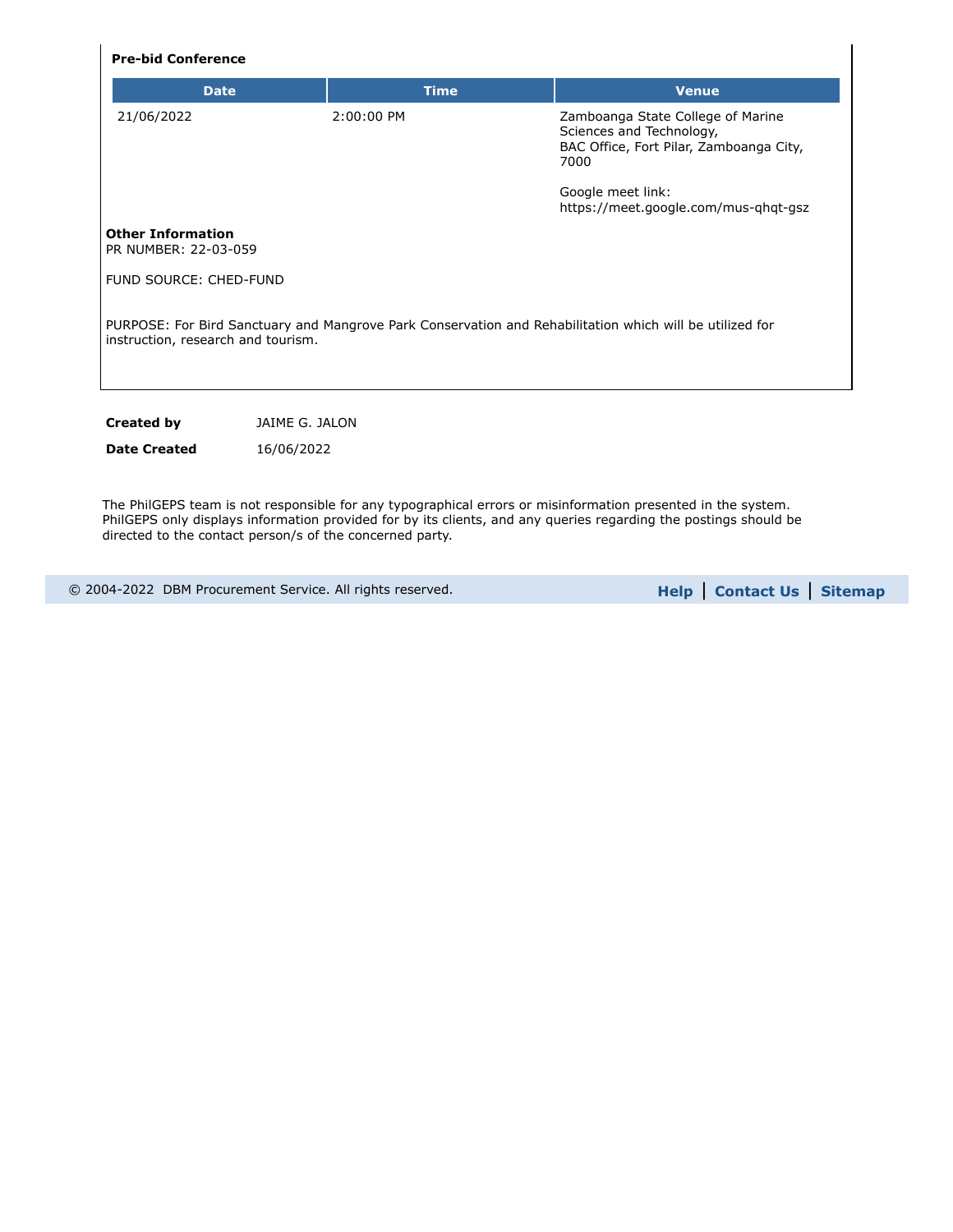**Pre-bid Conference**

| Date | Time | Venue |
|---|---|---|
| 21/06/2022 | 2:00:00 PM | Zamboanga State College of Marine Sciences and Technology, BAC Office, Fort Pilar, Zamboanga City, 7000<br><br>Google meet link: https://meet.google.com/mus-qhqt-gsz |

**Other Information**
PR NUMBER: 22-03-059

FUND SOURCE: CHED-FUND

PURPOSE: For Bird Sanctuary and Mangrove Park Conservation and Rehabilitation which will be utilized for instruction, research and tourism.

| | |
|---|---|
| **Created by** | JAIME G. JALON |
| **Date Created** | 16/06/2022 |

The PhilGEPS team is not responsible for any typographical errors or misinformation presented in the system. PhilGEPS only displays information provided for by its clients, and any queries regarding the postings should be directed to the contact person/s of the concerned party.

© 2004-2022 DBM Procurement Service. All rights reserved.

**Help** | **Contact Us** | **Sitemap**